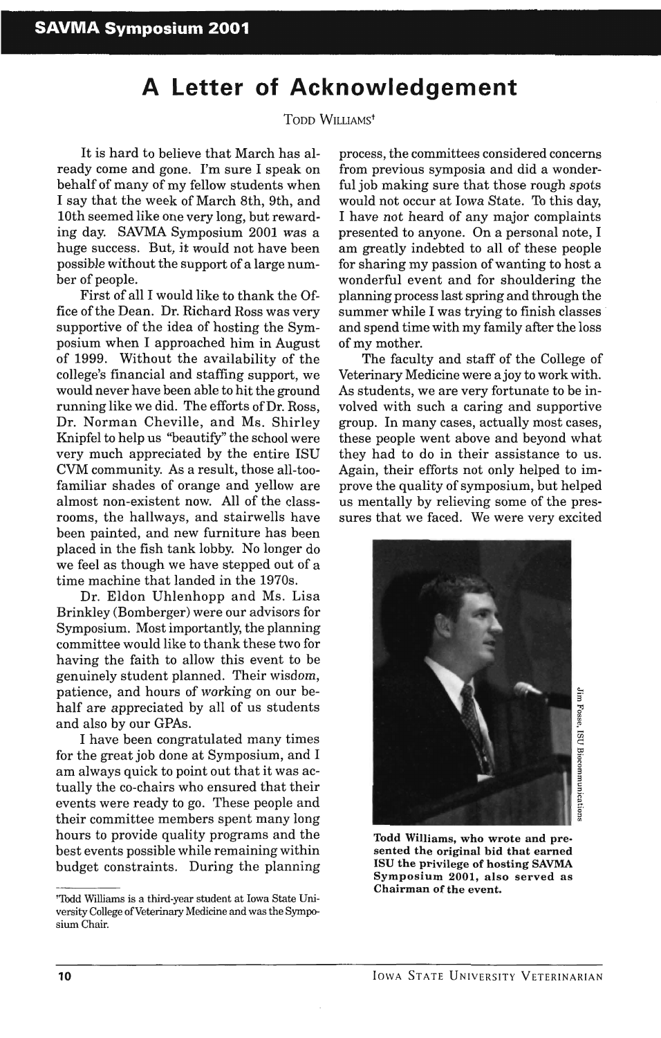# A Letter of Acknowledgement

Todd Williams[†]

It is hard to believe that March has already come and gone. I'm sure I speak on behalf of many of my fellow students when I say that the week of March 8th, 9th, and 10th seemed like one very long, but rewarding day. SAVMA Symposium 2001 was a huge success. But, it would not have been possible without the support of a large number of people.

First of all I would like to thank the Office of the Dean. Dr. Richard Ross was very supportive of the idea of hosting the Symposium when I approached him in August of 1999. Without the availability of the college's financial and staffing support, we would never have been able to hit the ground running like we did. The efforts of Dr. Ross, Dr. Norman Cheville, and Ms. Shirley Knipfel to help us "beautify" the school were very much appreciated by the entire ISU CVM community. As a result, those all-too-familiar shades of orange and yellow are almost non-existent now. All of the classrooms, the hallways, and stairwells have been painted, and new furniture has been placed in the fish tank lobby. No longer do we feel as though we have stepped out of a time machine that landed in the 1970s.

Dr. Eldon Uhlenhopp and Ms. Lisa Brinkley (Bomberger) were our advisors for Symposium. Most importantly, the planning committee would like to thank these two for having the faith to allow this event to be genuinely student planned. Their wisdom, patience, and hours of working on our behalf are appreciated by all of us students and also by our GPAs.

I have been congratulated many times for the great job done at Symposium, and I am always quick to point out that it was actually the co-chairs who ensured that their events were ready to go. These people and their committee members spent many long hours to provide quality programs and the best events possible while remaining within budget constraints. During the planning process, the committees considered concerns from previous symposia and did a wonderful job making sure that those rough spots would not occur at Iowa State. To this day, I have not heard of any major complaints presented to anyone. On a personal note, I am greatly indebted to all of these people for sharing my passion of wanting to host a wonderful event and for shouldering the planning process last spring and through the summer while I was trying to finish classes and spend time with my family after the loss of my mother.

The faculty and staff of the College of Veterinary Medicine were a joy to work with. As students, we are very fortunate to be involved with such a caring and supportive group. In many cases, actually most cases, these people went above and beyond what they had to do in their assistance to us. Again, their efforts not only helped to improve the quality of symposium, but helped us mentally by relieving some of the pressures that we faced. We were very excited

Jim Fosse, ISU Biocommunications

**Todd Williams, who wrote and presented the original bid that earned ISU the privilege of hosting SAVMA Symposium 2001, also served as Chairman of the event.**

---

[†] Todd Williams is a third-year student at Iowa State University College of Veterinary Medicine and was the Symposium Chair.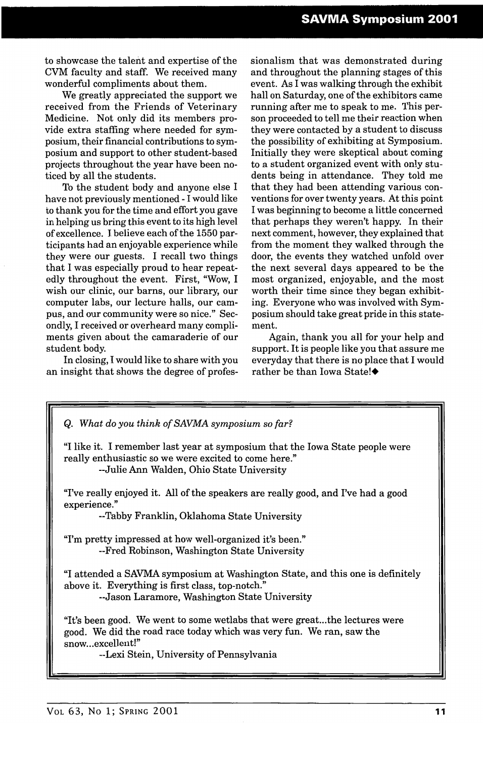to showcase the talent and expertise of the CVM faculty and staff. We received many wonderful compliments about them.

We greatly appreciated the support we received from the Friends of Veterinary Medicine. Not only did its members provide extra staffing where needed for symposium, their financial contributions to symposium and support to other student-based projects throughout the year have been noticed by all the students.

To the student body and anyone else I have not previously mentioned - I would like to thank you for the time and effort you gave in helping us bring this event to its high level of excellence. I believe each of the 1550 participants had an enjoyable experience while they were our guests. I recall two things that I was especially proud to hear repeatedly throughout the event. First, "Wow, I wish our clinic, our barns, our library, our computer labs, our lecture halls, our campus, and our community were so nice." Secondly, I received or overheard many compliments given about the camaraderie of our student body.

In closing, I would like to share with you an insight that shows the degree of professionalism that was demonstrated during and throughout the planning stages of this event. As I was walking through the exhibit hall on Saturday, one of the exhibitors came running after me to speak to me. This person proceeded to tell me their reaction when they were contacted by a student to discuss the possibility of exhibiting at Symposium. Initially they were skeptical about coming to a student organized event with only students being in attendance. They told me that they had been attending various conventions for over twenty years. At this point I was beginning to become a little concerned that perhaps they weren't happy. In their next comment, however, they explained that from the moment they walked through the door, the events they watched unfold over the next several days appeared to be the most organized, enjoyable, and the most worth their time since they began exhibiting. Everyone who was involved with Symposium should take great pride in this statement.

Again, thank you all for your help and support. It is people like you that assure me everyday that there is no place that I would rather be than Iowa State!◆

*Q. What do you think of SAVMA symposium so far?*

"I like it. I remember last year at symposium that the Iowa State people were really enthusiastic so we were excited to come here."
--Julie Ann Walden, Ohio State University

"I've really enjoyed it. All of the speakers are really good, and I've had a good experience."
--Tabby Franklin, Oklahoma State University

"I'm pretty impressed at how well-organized it's been."
--Fred Robinson, Washington State University

"I attended a SAVMA symposium at Washington State, and this one is definitely above it. Everything is first class, top-notch."
--Jason Laramore, Washington State University

"It's been good. We went to some wetlabs that were great...the lectures were good. We did the road race today which was very fun. We ran, saw the snow...excellent!"
--Lexi Stein, University of Pennsylvania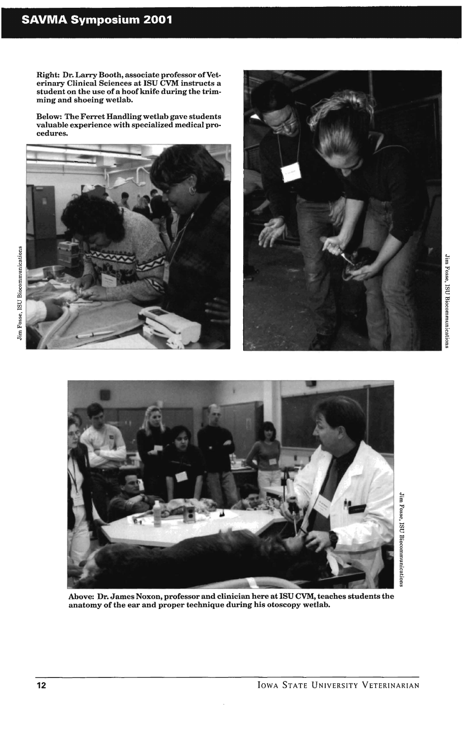Right: Dr. Larry Booth, associate professor of Veterinary Clinical Sciences at ISU CVM instructs a student on the use of a hoof knife during the trimming and shoeing wetlab.

Below: The Ferret Handling wetlab gave students valuable experience with specialized medical procedures.

Jim Fosse, ISU Biocommunications

Jim Fosse, ISU Biocommunications

Jim Fosse, ISU Biocommunications

Above: Dr. James Noxon, professor and clinician here at ISU CVM, teaches students the anatomy of the ear and proper technique during his otoscopy wetlab.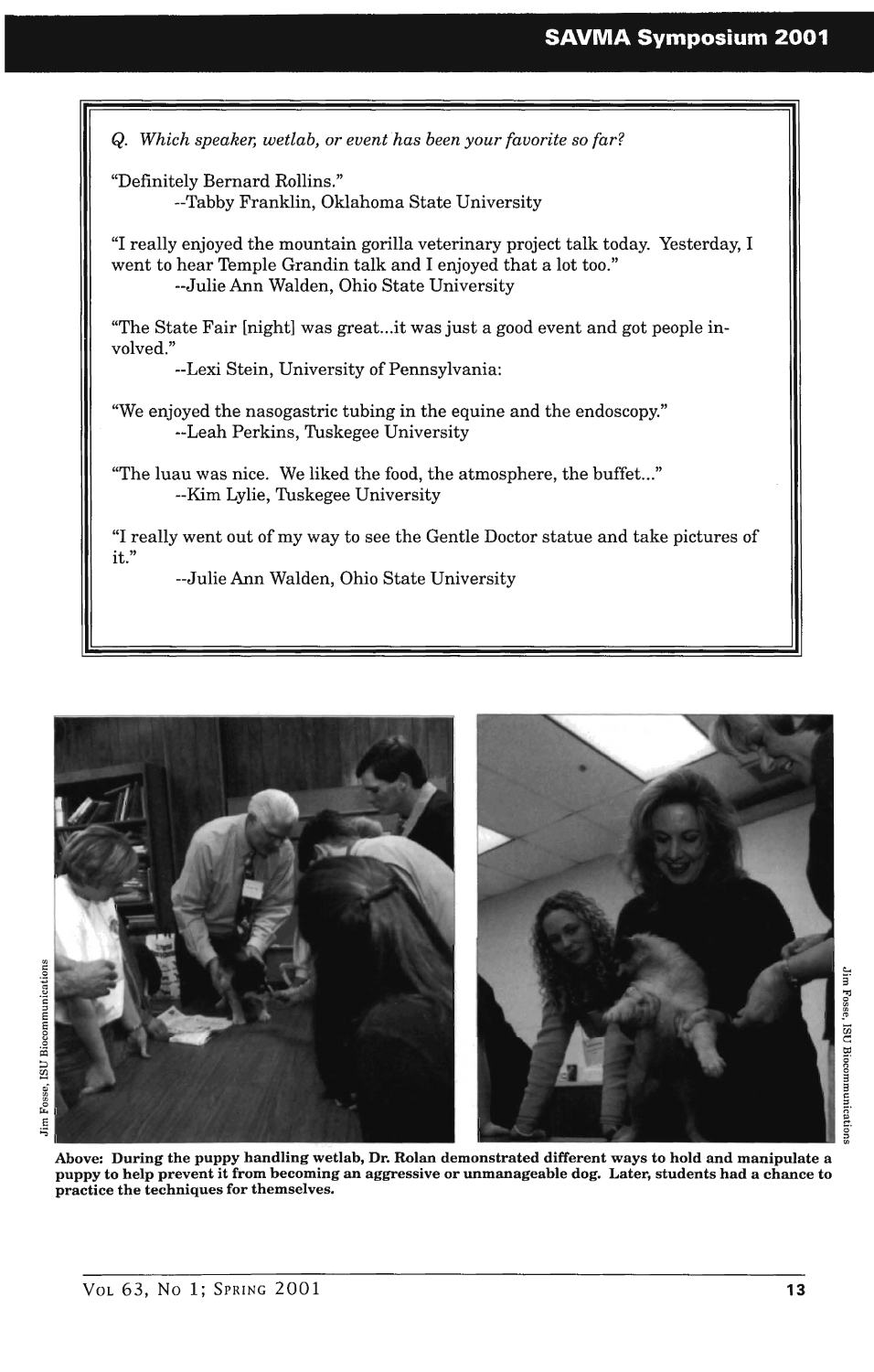*Q. Which speaker, wetlab, or event has been your favorite so far?*

"Definitely Bernard Rollins."
--Tabby Franklin, Oklahoma State University

"I really enjoyed the mountain gorilla veterinary project talk today. Yesterday, I went to hear Temple Grandin talk and I enjoyed that a lot too."
--Julie Ann Walden, Ohio State University

"The State Fair [night] was great...it was just a good event and got people involved."
--Lexi Stein, University of Pennsylvania:

"We enjoyed the nasogastric tubing in the equine and the endoscopy."
--Leah Perkins, Tuskegee University

"The luau was nice. We liked the food, the atmosphere, the buffet..."
--Kim Lylie, Tuskegee University

"I really went out of my way to see the Gentle Doctor statue and take pictures of it."
--Julie Ann Walden, Ohio State University

Jim Fosse, ISU Biocommunications

Jim Fosse, ISU Biocommunications

**Above: During the puppy handling wetlab, Dr. Rolan demonstrated different ways to hold and manipulate a puppy to help prevent it from becoming an aggressive or unmanageable dog. Later, students had a chance to practice the techniques for themselves.**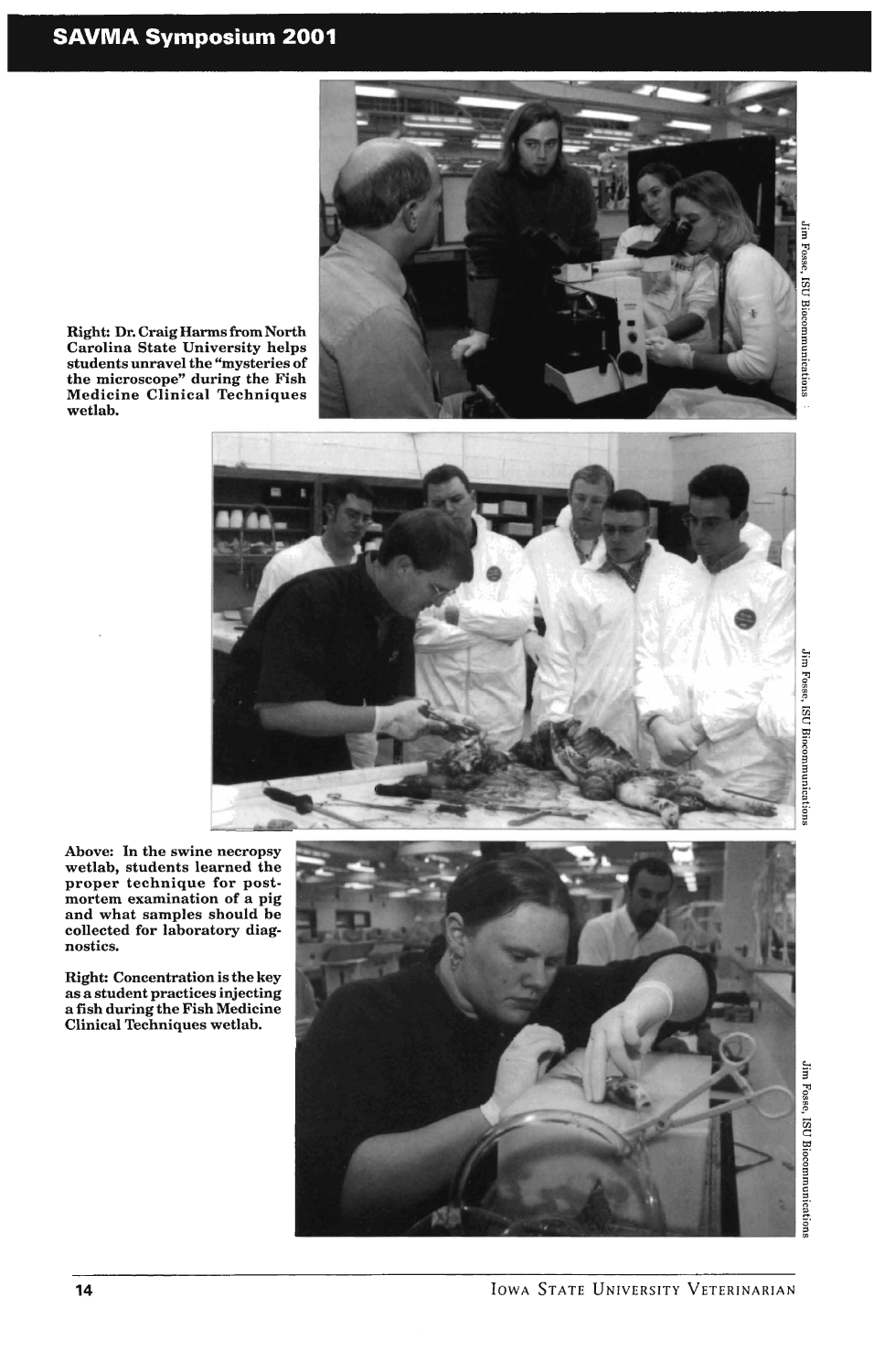Right: Dr. Craig Harms from North Carolina State University helps students unravel the "mysteries of the microscope" during the Fish Medicine Clinical Techniques wetlab.

Jim Fosse, ISU Biocommunications

Jim Fosse, ISU Biocommunications

Above: In the swine necropsy wetlab, students learned the proper technique for post-mortem examination of a pig and what samples should be collected for laboratory diagnostics.

Right: Concentration is the key as a student practices injecting a fish during the Fish Medicine Clinical Techniques wetlab.

Jim Fosse, ISU Biocommunications